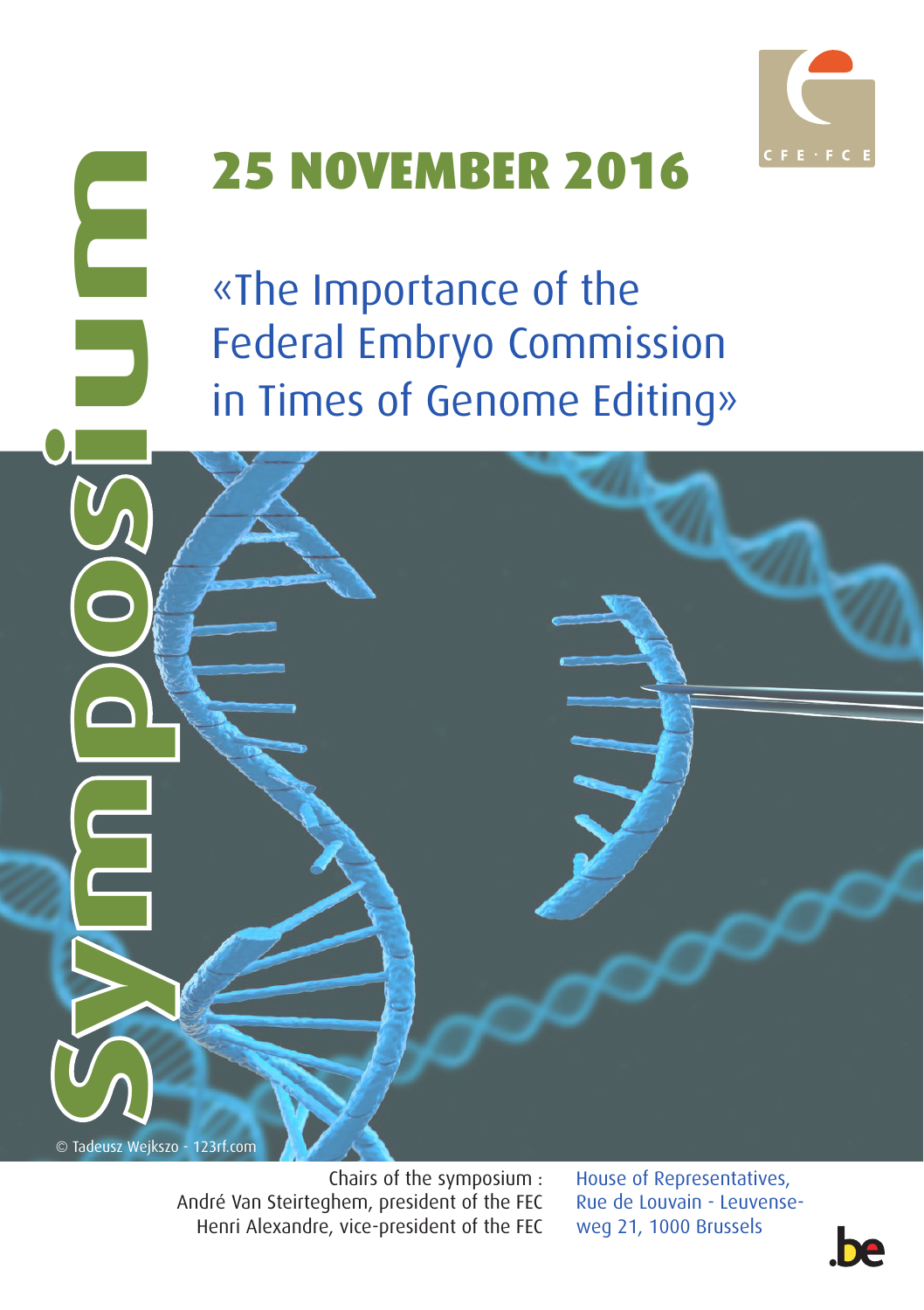# Symposium

## 25 NOVEMBER 2016

«The Importance of the Federal Embryo Commission in Times of Genome Editing»

© Tadeusz Wejkszo - 123rf.com

Chairs of the symposium :
André Van Steirteghem, president of the FEC
Henri Alexandre, vice-president of the FEC

House of Representatives,
Rue de Louvain - Leuvenseweg 21, 1000 Brussels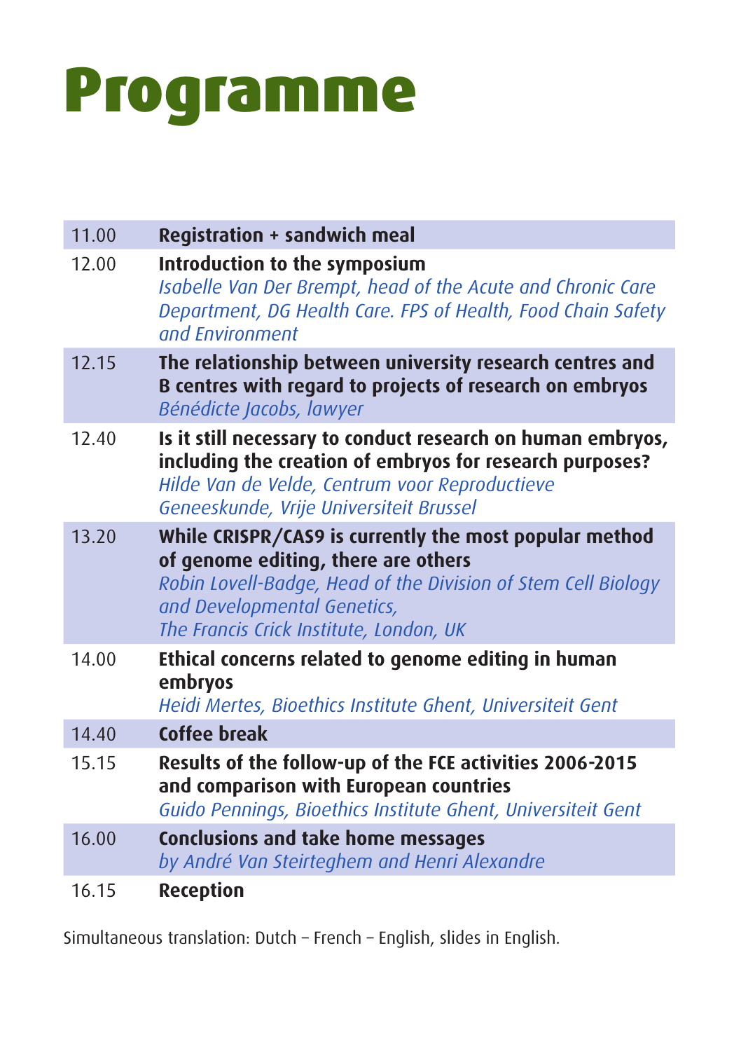# Programme

| | |
|---|---|
| 11.00 | **Registration + sandwich meal** |
| 12.00 | **Introduction to the symposium**<br>*Isabelle Van Der Brempt, head of the Acute and Chronic Care Department, DG Health Care. FPS of Health, Food Chain Safety and Environment* |
| 12.15 | **The relationship between university research centres and B centres with regard to projects of research on embryos**<br>*Bénédicte Jacobs, lawyer* |
| 12.40 | **Is it still necessary to conduct research on human embryos, including the creation of embryos for research purposes?**<br>*Hilde Van de Velde, Centrum voor Reproductieve Geneeskunde, Vrije Universiteit Brussel* |
| 13.20 | **While CRISPR/CAS9 is currently the most popular method of genome editing, there are others**<br>*Robin Lovell-Badge, Head of the Division of Stem Cell Biology and Developmental Genetics, The Francis Crick Institute, London, UK* |
| 14.00 | **Ethical concerns related to genome editing in human embryos**<br>*Heidi Mertes, Bioethics Institute Ghent, Universiteit Gent* |
| 14.40 | **Coffee break** |
| 15.15 | **Results of the follow-up of the FCE activities 2006-2015 and comparison with European countries**<br>*Guido Pennings, Bioethics Institute Ghent, Universiteit Gent* |
| 16.00 | **Conclusions and take home messages**<br>*by André Van Steirteghem and Henri Alexandre* |
| 16.15 | **Reception** |

Simultaneous translation: Dutch – French – English, slides in English.